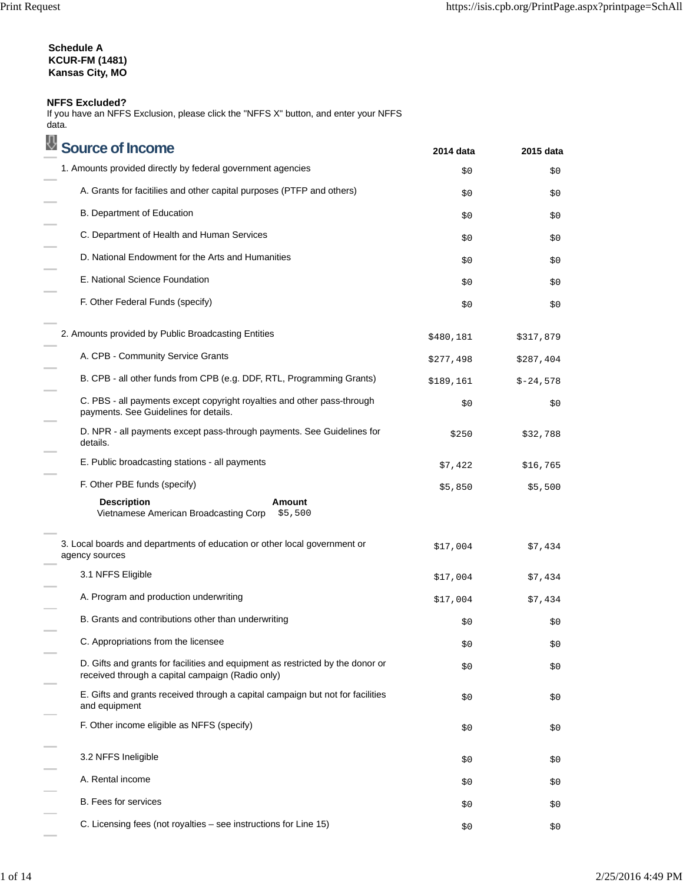**Schedule A**
**KCUR-FM (1481)**
**Kansas City, MO**

**NFFS Excluded?**
If you have an NFFS Exclusion, please click the "NFFS X" button, and enter your NFFS data.

## Source of Income

| | 2014 data | 2015 data |
|---|---|---|
| 1. Amounts provided directly by federal government agencies | $0 | $0 |
| A. Grants for facitilies and other capital purposes (PTFP and others) | $0 | $0 |
| B. Department of Education | $0 | $0 |
| C. Department of Health and Human Services | $0 | $0 |
| D. National Endowment for the Arts and Humanities | $0 | $0 |
| E. National Science Foundation | $0 | $0 |
| F. Other Federal Funds (specify) | $0 | $0 |
| 2. Amounts provided by Public Broadcasting Entities | $480,181 | $317,879 |
| A. CPB - Community Service Grants | $277,498 | $287,404 |
| B. CPB - all other funds from CPB (e.g. DDF, RTL, Programming Grants) | $189,161 | $-24,578 |
| C. PBS - all payments except copyright royalties and other pass-through payments. See Guidelines for details. | $0 | $0 |
| D. NPR - all payments except pass-through payments. See Guidelines for details. | $250 | $32,788 |
| E. Public broadcasting stations - all payments | $7,422 | $16,765 |
| F. Other PBE funds (specify) | $5,850 | $5,500 |

| Description | Amount |
|---|---|
| Vietnamese American Broadcasting Corp | $5,500 |

| | 2014 data | 2015 data |
|---|---|---|
| 3. Local boards and departments of education or other local government or agency sources | $17,004 | $7,434 |
| 3.1 NFFS Eligible | $17,004 | $7,434 |
| A. Program and production underwriting | $17,004 | $7,434 |
| B. Grants and contributions other than underwriting | $0 | $0 |
| C. Appropriations from the licensee | $0 | $0 |
| D. Gifts and grants for facilities and equipment as restricted by the donor or received through a capital campaign (Radio only) | $0 | $0 |
| E. Gifts and grants received through a capital campaign but not for facilities and equipment | $0 | $0 |
| F. Other income eligible as NFFS (specify) | $0 | $0 |
| 3.2 NFFS Ineligible | $0 | $0 |
| A. Rental income | $0 | $0 |
| B. Fees for services | $0 | $0 |
| C. Licensing fees (not royalties – see instructions for Line 15) | $0 | $0 |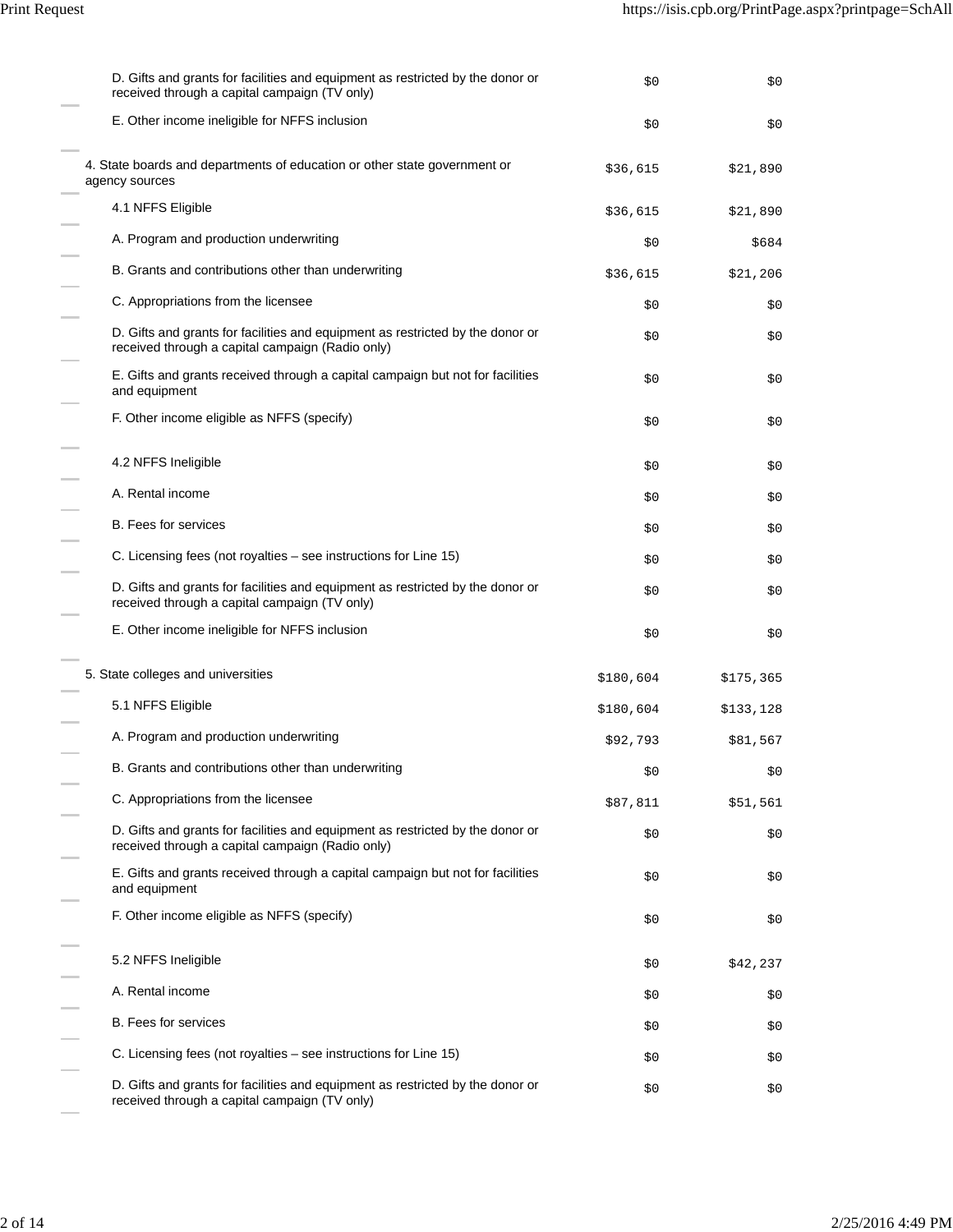| | | |
|---|---|---|
| D. Gifts and grants for facilities and equipment as restricted by the donor or received through a capital campaign (TV only) | $0 | $0 |
| E. Other income ineligible for NFFS inclusion | $0 | $0 |
| 4. State boards and departments of education or other state government or agency sources | $36,615 | $21,890 |
| 4.1 NFFS Eligible | $36,615 | $21,890 |
| A. Program and production underwriting | $0 | $684 |
| B. Grants and contributions other than underwriting | $36,615 | $21,206 |
| C. Appropriations from the licensee | $0 | $0 |
| D. Gifts and grants for facilities and equipment as restricted by the donor or received through a capital campaign (Radio only) | $0 | $0 |
| E. Gifts and grants received through a capital campaign but not for facilities and equipment | $0 | $0 |
| F. Other income eligible as NFFS (specify) | $0 | $0 |
| 4.2 NFFS Ineligible | $0 | $0 |
| A. Rental income | $0 | $0 |
| B. Fees for services | $0 | $0 |
| C. Licensing fees (not royalties – see instructions for Line 15) | $0 | $0 |
| D. Gifts and grants for facilities and equipment as restricted by the donor or received through a capital campaign (TV only) | $0 | $0 |
| E. Other income ineligible for NFFS inclusion | $0 | $0 |
| 5. State colleges and universities | $180,604 | $175,365 |
| 5.1 NFFS Eligible | $180,604 | $133,128 |
| A. Program and production underwriting | $92,793 | $81,567 |
| B. Grants and contributions other than underwriting | $0 | $0 |
| C. Appropriations from the licensee | $87,811 | $51,561 |
| D. Gifts and grants for facilities and equipment as restricted by the donor or received through a capital campaign (Radio only) | $0 | $0 |
| E. Gifts and grants received through a capital campaign but not for facilities and equipment | $0 | $0 |
| F. Other income eligible as NFFS (specify) | $0 | $0 |
| 5.2 NFFS Ineligible | $0 | $42,237 |
| A. Rental income | $0 | $0 |
| B. Fees for services | $0 | $0 |
| C. Licensing fees (not royalties – see instructions for Line 15) | $0 | $0 |
| D. Gifts and grants for facilities and equipment as restricted by the donor or received through a capital campaign (TV only) | $0 | $0 |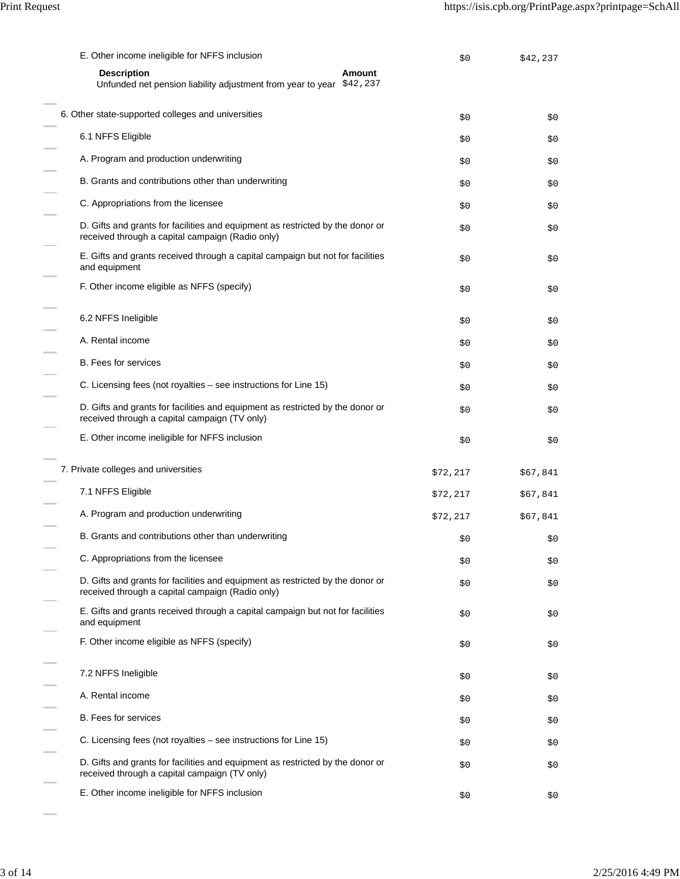| Line | Column 1 | Column 2 |
| --- | --- | --- |
| E. Other income ineligible for NFFS inclusion | $0 | $42,237 |

| Description | Amount |
| --- | --- |
| Unfunded net pension liability adjustment from year to year | $42,237 |

| Line | Column 1 | Column 2 |
| --- | --- | --- |
| 6. Other state-supported colleges and universities | $0 | $0 |
| 6.1 NFFS Eligible | $0 | $0 |
| A. Program and production underwriting | $0 | $0 |
| B. Grants and contributions other than underwriting | $0 | $0 |
| C. Appropriations from the licensee | $0 | $0 |
| D. Gifts and grants for facilities and equipment as restricted by the donor or received through a capital campaign (Radio only) | $0 | $0 |
| E. Gifts and grants received through a capital campaign but not for facilities and equipment | $0 | $0 |
| F. Other income eligible as NFFS (specify) | $0 | $0 |
| 6.2 NFFS Ineligible | $0 | $0 |
| A. Rental income | $0 | $0 |
| B. Fees for services | $0 | $0 |
| C. Licensing fees (not royalties – see instructions for Line 15) | $0 | $0 |
| D. Gifts and grants for facilities and equipment as restricted by the donor or received through a capital campaign (TV only) | $0 | $0 |
| E. Other income ineligible for NFFS inclusion | $0 | $0 |
| 7. Private colleges and universities | $72,217 | $67,841 |
| 7.1 NFFS Eligible | $72,217 | $67,841 |
| A. Program and production underwriting | $72,217 | $67,841 |
| B. Grants and contributions other than underwriting | $0 | $0 |
| C. Appropriations from the licensee | $0 | $0 |
| D. Gifts and grants for facilities and equipment as restricted by the donor or received through a capital campaign (Radio only) | $0 | $0 |
| E. Gifts and grants received through a capital campaign but not for facilities and equipment | $0 | $0 |
| F. Other income eligible as NFFS (specify) | $0 | $0 |
| 7.2 NFFS Ineligible | $0 | $0 |
| A. Rental income | $0 | $0 |
| B. Fees for services | $0 | $0 |
| C. Licensing fees (not royalties – see instructions for Line 15) | $0 | $0 |
| D. Gifts and grants for facilities and equipment as restricted by the donor or received through a capital campaign (TV only) | $0 | $0 |
| E. Other income ineligible for NFFS inclusion | $0 | $0 |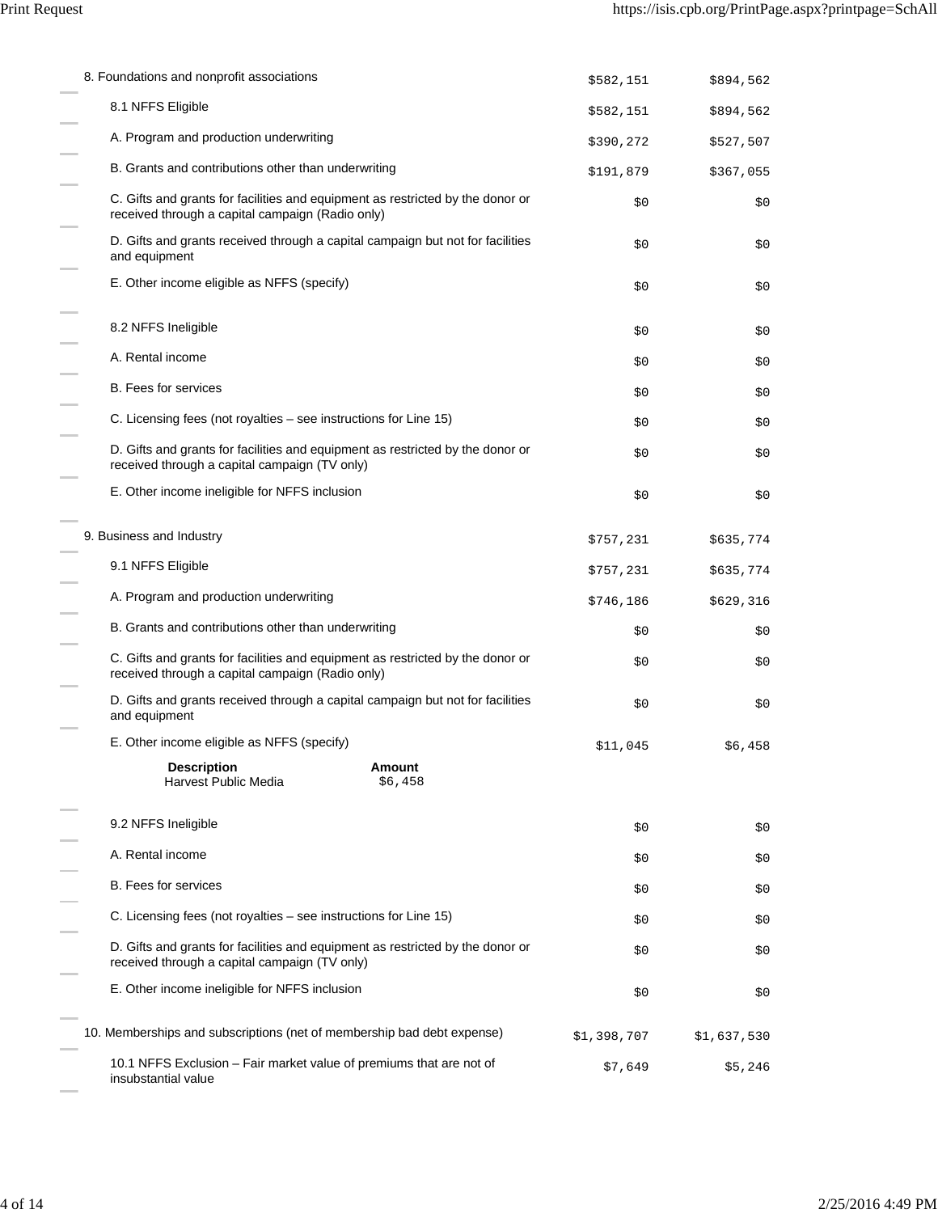| | | |
|---|---|---|
| 8. Foundations and nonprofit associations | $582,151 | $894,562 |
| 8.1 NFFS Eligible | $582,151 | $894,562 |
| A. Program and production underwriting | $390,272 | $527,507 |
| B. Grants and contributions other than underwriting | $191,879 | $367,055 |
| C. Gifts and grants for facilities and equipment as restricted by the donor or received through a capital campaign (Radio only) | $0 | $0 |
| D. Gifts and grants received through a capital campaign but not for facilities and equipment | $0 | $0 |
| E. Other income eligible as NFFS (specify) | $0 | $0 |
| 8.2 NFFS Ineligible | $0 | $0 |
| A. Rental income | $0 | $0 |
| B. Fees for services | $0 | $0 |
| C. Licensing fees (not royalties – see instructions for Line 15) | $0 | $0 |
| D. Gifts and grants for facilities and equipment as restricted by the donor or received through a capital campaign (TV only) | $0 | $0 |
| E. Other income ineligible for NFFS inclusion | $0 | $0 |
| 9. Business and Industry | $757,231 | $635,774 |
| 9.1 NFFS Eligible | $757,231 | $635,774 |
| A. Program and production underwriting | $746,186 | $629,316 |
| B. Grants and contributions other than underwriting | $0 | $0 |
| C. Gifts and grants for facilities and equipment as restricted by the donor or received through a capital campaign (Radio only) | $0 | $0 |
| D. Gifts and grants received through a capital campaign but not for facilities and equipment | $0 | $0 |
| E. Other income eligible as NFFS (specify) | $11,045 | $6,458 |

| Description | Amount |
|---|---|
| Harvest Public Media | $6,458 |

| | | |
|---|---|---|
| 9.2 NFFS Ineligible | $0 | $0 |
| A. Rental income | $0 | $0 |
| B. Fees for services | $0 | $0 |
| C. Licensing fees (not royalties – see instructions for Line 15) | $0 | $0 |
| D. Gifts and grants for facilities and equipment as restricted by the donor or received through a capital campaign (TV only) | $0 | $0 |
| E. Other income ineligible for NFFS inclusion | $0 | $0 |
| 10. Memberships and subscriptions (net of membership bad debt expense) | $1,398,707 | $1,637,530 |
| 10.1 NFFS Exclusion – Fair market value of premiums that are not of insubstantial value | $7,649 | $5,246 |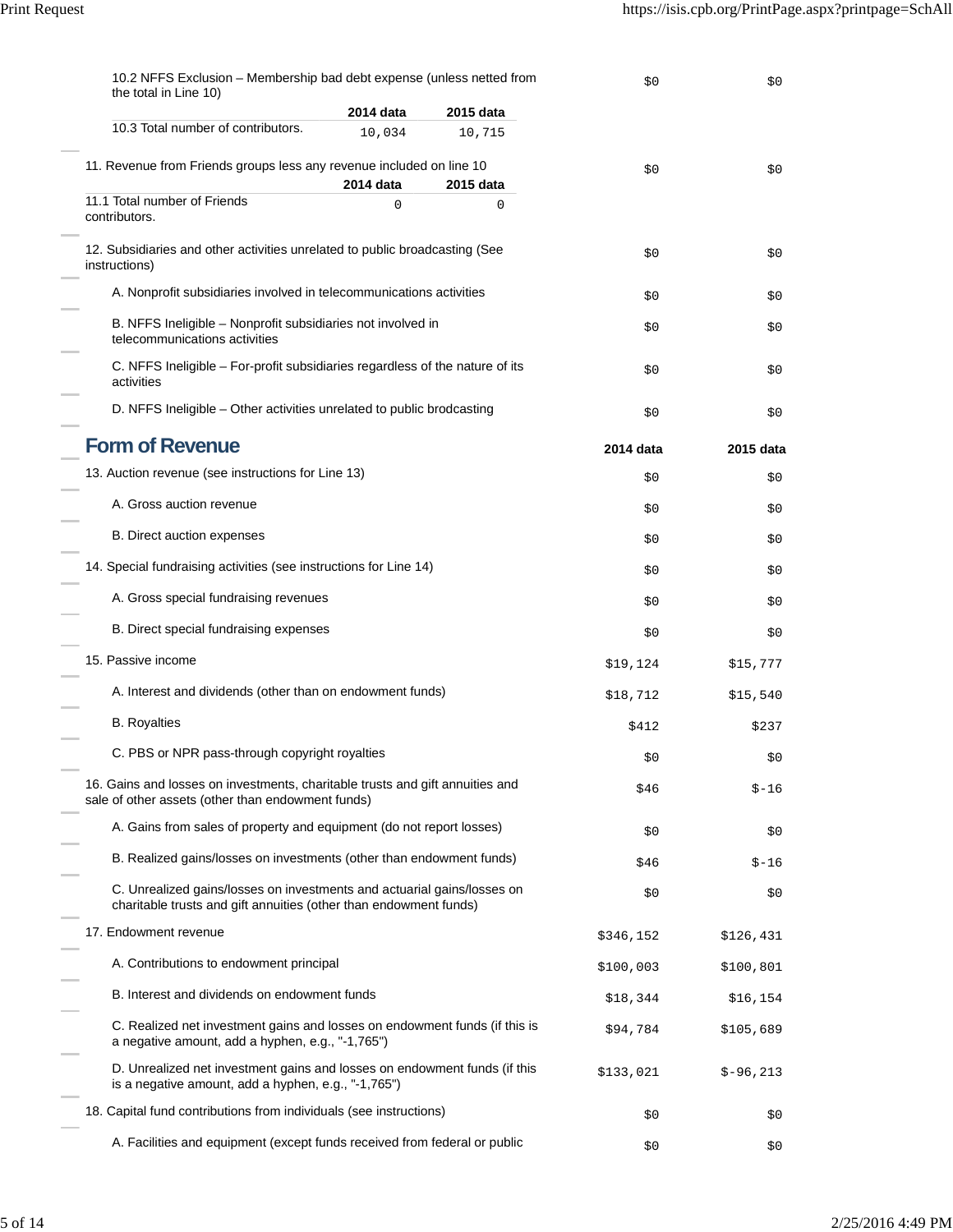| | 2014 data | 2015 data |
|---|---|---|
| 10.2 NFFS Exclusion – Membership bad debt expense (unless netted from the total in Line 10) | $0 | $0 |

| | 2014 data | 2015 data |
|---|---|---|
| 10.3 Total number of contributors. | 10,034 | 10,715 |

| | 2014 data | 2015 data |
|---|---|---|
| 11. Revenue from Friends groups less any revenue included on line 10 | $0 | $0 |

| | 2014 data | 2015 data |
|---|---|---|
| 11.1 Total number of Friends contributors. | 0 | 0 |

| | 2014 data | 2015 data |
|---|---|---|
| 12. Subsidiaries and other activities unrelated to public broadcasting (See instructions) | $0 | $0 |
| A. Nonprofit subsidiaries involved in telecommunications activities | $0 | $0 |
| B. NFFS Ineligible – Nonprofit subsidiaries not involved in telecommunications activities | $0 | $0 |
| C. NFFS Ineligible – For-profit subsidiaries regardless of the nature of its activities | $0 | $0 |
| D. NFFS Ineligible – Other activities unrelated to public brodcasting | $0 | $0 |

## Form of Revenue

| | 2014 data | 2015 data |
|---|---|---|
| 13. Auction revenue (see instructions for Line 13) | $0 | $0 |
| A. Gross auction revenue | $0 | $0 |
| B. Direct auction expenses | $0 | $0 |
| 14. Special fundraising activities (see instructions for Line 14) | $0 | $0 |
| A. Gross special fundraising revenues | $0 | $0 |
| B. Direct special fundraising expenses | $0 | $0 |
| 15. Passive income | $19,124 | $15,777 |
| A. Interest and dividends (other than on endowment funds) | $18,712 | $15,540 |
| B. Royalties | $412 | $237 |
| C. PBS or NPR pass-through copyright royalties | $0 | $0 |
| 16. Gains and losses on investments, charitable trusts and gift annuities and sale of other assets (other than endowment funds) | $46 | $-16 |
| A. Gains from sales of property and equipment (do not report losses) | $0 | $0 |
| B. Realized gains/losses on investments (other than endowment funds) | $46 | $-16 |
| C. Unrealized gains/losses on investments and actuarial gains/losses on charitable trusts and gift annuities (other than endowment funds) | $0 | $0 |
| 17. Endowment revenue | $346,152 | $126,431 |
| A. Contributions to endowment principal | $100,003 | $100,801 |
| B. Interest and dividends on endowment funds | $18,344 | $16,154 |
| C. Realized net investment gains and losses on endowment funds (if this is a negative amount, add a hyphen, e.g., "-1,765") | $94,784 | $105,689 |
| D. Unrealized net investment gains and losses on endowment funds (if this is a negative amount, add a hyphen, e.g., "-1,765") | $133,021 | $-96,213 |
| 18. Capital fund contributions from individuals (see instructions) | $0 | $0 |
| A. Facilities and equipment (except funds received from federal or public | $0 | $0 |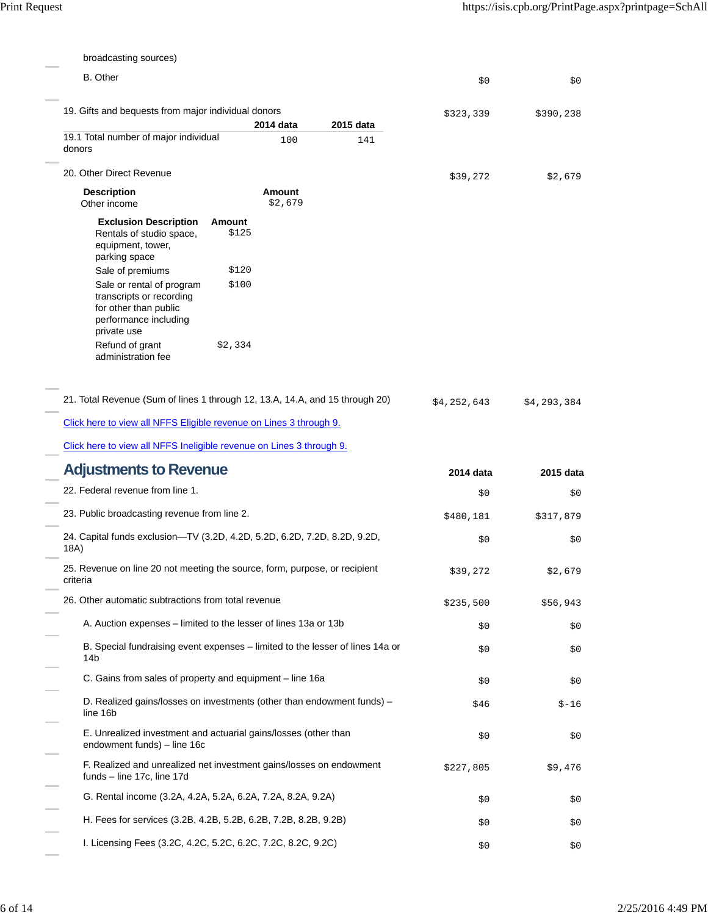| | 2014 | 2015 |
|---|---|---|
| broadcasting sources) | | |
| B. Other | $0 | $0 |
| 19. Gifts and bequests from major individual donors | $323,339 | $390,238 |

| | 2014 data | 2015 data |
|---|---|---|
| 19.1 Total number of major individual donors | 100 | 141 |

| | 2014 | 2015 |
|---|---|---|
| 20. Other Direct Revenue | $39,272 | $2,679 |

| Description | Amount |
|---|---|
| Other income | $2,679 |

| Exclusion Description | Amount |
|---|---|
| Rentals of studio space, equipment, tower, parking space | $125 |
| Sale of premiums | $120 |
| Sale or rental of program transcripts or recording for other than public performance including private use | $100 |
| Refund of grant administration fee | $2,334 |

| | 2014 | 2015 |
|---|---|---|
| 21. Total Revenue (Sum of lines 1 through 12, 13.A, 14.A, and 15 through 20) | $4,252,643 | $4,293,384 |

Click here to view all NFFS Eligible revenue on Lines 3 through 9.

Click here to view all NFFS Ineligible revenue on Lines 3 through 9.

## Adjustments to Revenue

| | 2014 data | 2015 data |
|---|---|---|
| 22. Federal revenue from line 1. | $0 | $0 |
| 23. Public broadcasting revenue from line 2. | $480,181 | $317,879 |
| 24. Capital funds exclusion—TV (3.2D, 4.2D, 5.2D, 6.2D, 7.2D, 8.2D, 9.2D, 18A) | $0 | $0 |
| 25. Revenue on line 20 not meeting the source, form, purpose, or recipient criteria | $39,272 | $2,679 |
| 26. Other automatic subtractions from total revenue | $235,500 | $56,943 |
| A. Auction expenses – limited to the lesser of lines 13a or 13b | $0 | $0 |
| B. Special fundraising event expenses – limited to the lesser of lines 14a or 14b | $0 | $0 |
| C. Gains from sales of property and equipment – line 16a | $0 | $0 |
| D. Realized gains/losses on investments (other than endowment funds) – line 16b | $46 | $-16 |
| E. Unrealized investment and actuarial gains/losses (other than endowment funds) – line 16c | $0 | $0 |
| F. Realized and unrealized net investment gains/losses on endowment funds – line 17c, line 17d | $227,805 | $9,476 |
| G. Rental income (3.2A, 4.2A, 5.2A, 6.2A, 7.2A, 8.2A, 9.2A) | $0 | $0 |
| H. Fees for services (3.2B, 4.2B, 5.2B, 6.2B, 7.2B, 8.2B, 9.2B) | $0 | $0 |
| I. Licensing Fees (3.2C, 4.2C, 5.2C, 6.2C, 7.2C, 8.2C, 9.2C) | $0 | $0 |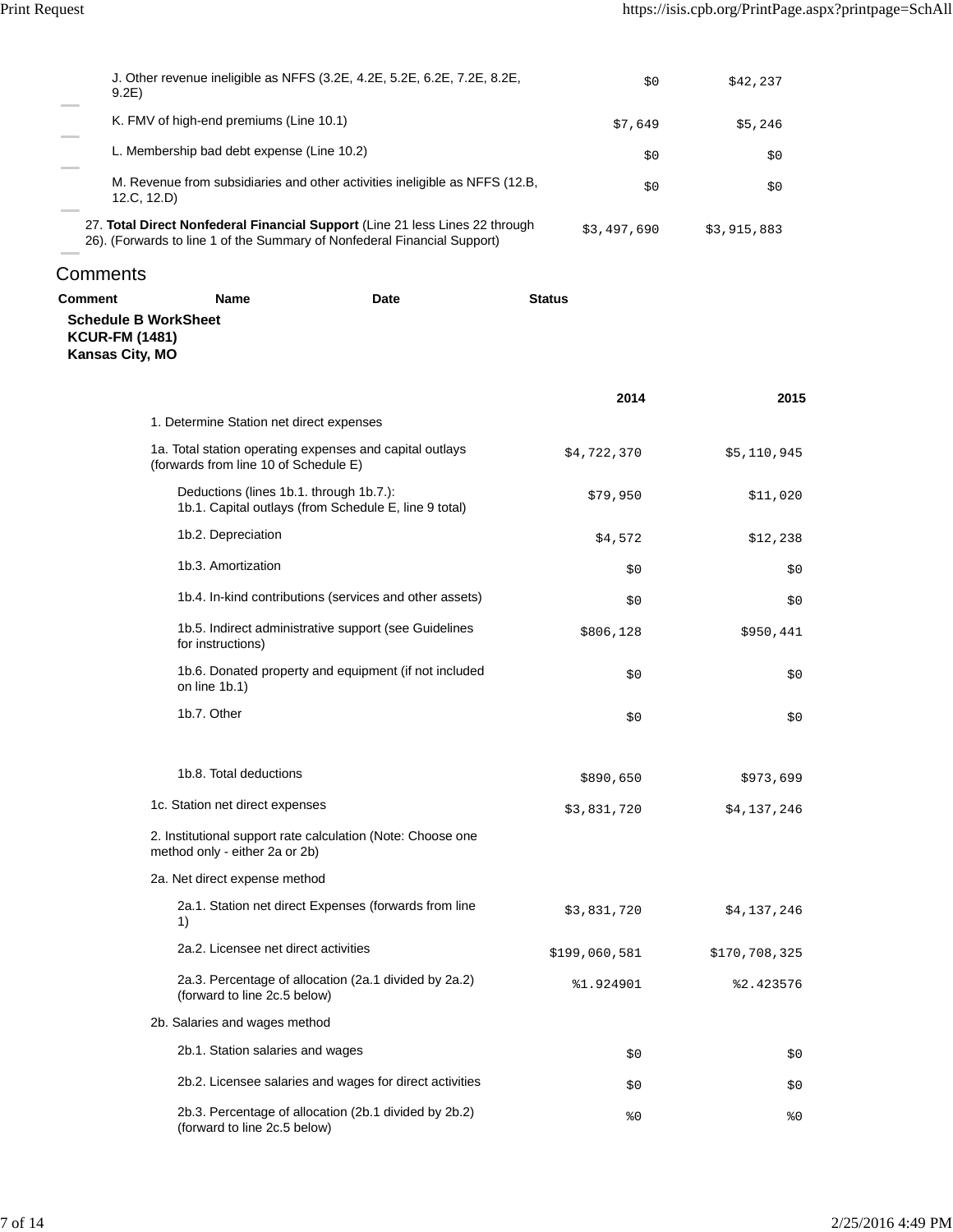| | | |
|---|---|---|
| J. Other revenue ineligible as NFFS (3.2E, 4.2E, 5.2E, 6.2E, 7.2E, 8.2E, 9.2E) | $0 | $42,237 |
| K. FMV of high-end premiums (Line 10.1) | $7,649 | $5,246 |
| L. Membership bad debt expense (Line 10.2) | $0 | $0 |
| M. Revenue from subsidiaries and other activities ineligible as NFFS (12.B, 12.C, 12.D) | $0 | $0 |
| 27. **Total Direct Nonfederal Financial Support** (Line 21 less Lines 22 through 26). (Forwards to line 1 of the Summary of Nonfederal Financial Support) | $3,497,690 | $3,915,883 |

## Comments

| Comment | Name | Date | Status |
|---|---|---|---|

**Schedule B WorkSheet**
**KCUR-FM (1481)**
**Kansas City, MO**

| | 2014 | 2015 |
|---|---|---|
| 1. Determine Station net direct expenses | | |
| 1a. Total station operating expenses and capital outlays (forwards from line 10 of Schedule E) | $4,722,370 | $5,110,945 |
| Deductions (lines 1b.1. through 1b.7.): 1b.1. Capital outlays (from Schedule E, line 9 total) | $79,950 | $11,020 |
| 1b.2. Depreciation | $4,572 | $12,238 |
| 1b.3. Amortization | $0 | $0 |
| 1b.4. In-kind contributions (services and other assets) | $0 | $0 |
| 1b.5. Indirect administrative support (see Guidelines for instructions) | $806,128 | $950,441 |
| 1b.6. Donated property and equipment (if not included on line 1b.1) | $0 | $0 |
| 1b.7. Other | $0 | $0 |
| 1b.8. Total deductions | $890,650 | $973,699 |
| 1c. Station net direct expenses | $3,831,720 | $4,137,246 |
| 2. Institutional support rate calculation (Note: Choose one method only - either 2a or 2b) | | |
| 2a. Net direct expense method | | |
| 2a.1. Station net direct Expenses (forwards from line 1) | $3,831,720 | $4,137,246 |
| 2a.2. Licensee net direct activities | $199,060,581 | $170,708,325 |
| 2a.3. Percentage of allocation (2a.1 divided by 2a.2) (forward to line 2c.5 below) | %1.924901 | %2.423576 |
| 2b. Salaries and wages method | | |
| 2b.1. Station salaries and wages | $0 | $0 |
| 2b.2. Licensee salaries and wages for direct activities | $0 | $0 |
| 2b.3. Percentage of allocation (2b.1 divided by 2b.2) (forward to line 2c.5 below) | %0 | %0 |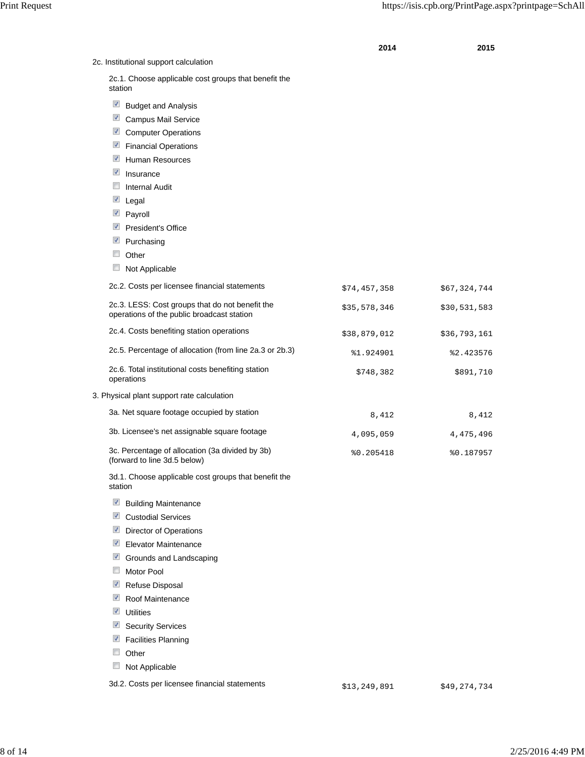| | 2014 | 2015 |
|---|---|---|
| 2c. Institutional support calculation | | |
| 2c.1. Choose applicable cost groups that benefit the station | | |
| ☑ Budget and Analysis | | |
| ☑ Campus Mail Service | | |
| ☑ Computer Operations | | |
| ☑ Financial Operations | | |
| ☑ Human Resources | | |
| ☑ Insurance | | |
| ☐ Internal Audit | | |
| ☑ Legal | | |
| ☑ Payroll | | |
| ☑ President's Office | | |
| ☑ Purchasing | | |
| ☐ Other | | |
| ☐ Not Applicable | | |
| 2c.2. Costs per licensee financial statements | $74,457,358 | $67,324,744 |
| 2c.3. LESS: Cost groups that do not benefit the operations of the public broadcast station | $35,578,346 | $30,531,583 |
| 2c.4. Costs benefiting station operations | $38,879,012 | $36,793,161 |
| 2c.5. Percentage of allocation (from line 2a.3 or 2b.3) | %1.924901 | %2.423576 |
| 2c.6. Total institutional costs benefiting station operations | $748,382 | $891,710 |
| 3. Physical plant support rate calculation | | |
| 3a. Net square footage occupied by station | 8,412 | 8,412 |
| 3b. Licensee's net assignable square footage | 4,095,059 | 4,475,496 |
| 3c. Percentage of allocation (3a divided by 3b) (forward to line 3d.5 below) | %0.205418 | %0.187957 |
| 3d.1. Choose applicable cost groups that benefit the station | | |
| ☑ Building Maintenance | | |
| ☑ Custodial Services | | |
| ☑ Director of Operations | | |
| ☑ Elevator Maintenance | | |
| ☑ Grounds and Landscaping | | |
| ☐ Motor Pool | | |
| ☑ Refuse Disposal | | |
| ☑ Roof Maintenance | | |
| ☑ Utilities | | |
| ☑ Security Services | | |
| ☑ Facilities Planning | | |
| ☐ Other | | |
| ☐ Not Applicable | | |
| 3d.2. Costs per licensee financial statements | $13,249,891 | $49,274,734 |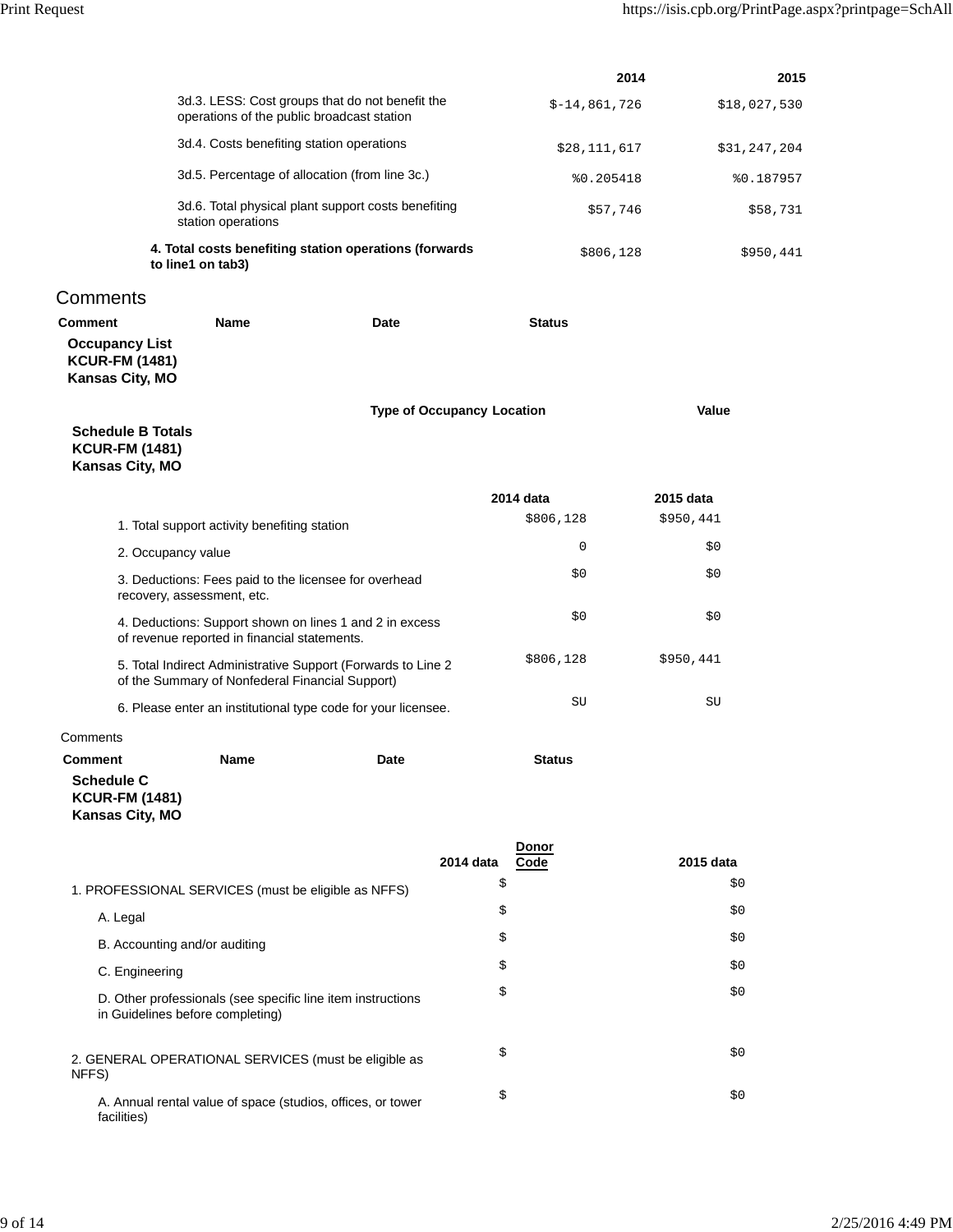| | 2014 | 2015 |
|---|---|---|
| 3d.3. LESS: Cost groups that do not benefit the operations of the public broadcast station | $-14,861,726 | $18,027,530 |
| 3d.4. Costs benefiting station operations | $28,111,617 | $31,247,204 |
| 3d.5. Percentage of allocation (from line 3c.) | %0.205418 | %0.187957 |
| 3d.6. Total physical plant support costs benefiting station operations | $57,746 | $58,731 |
| **4. Total costs benefiting station operations (forwards to line1 on tab3)** | $806,128 | $950,441 |

## Comments

| Comment | Name | Date | Status |
|---|---|---|---|

**Occupancy List**
**KCUR-FM (1481)**
**Kansas City, MO**

| Type of Occupancy | Location | Value |
|---|---|---|

**Schedule B Totals**
**KCUR-FM (1481)**
**Kansas City, MO**

| | 2014 data | 2015 data |
|---|---|---|
| 1. Total support activity benefiting station | $806,128 | $950,441 |
| 2. Occupancy value | 0 | $0 |
| 3. Deductions: Fees paid to the licensee for overhead recovery, assessment, etc. | $0 | $0 |
| 4. Deductions: Support shown on lines 1 and 2 in excess of revenue reported in financial statements. | $0 | $0 |
| 5. Total Indirect Administrative Support (Forwards to Line 2 of the Summary of Nonfederal Financial Support) | $806,128 | $950,441 |
| 6. Please enter an institutional type code for your licensee. | SU | SU |

Comments

| Comment | Name | Date | Status |
|---|---|---|---|

**Schedule C**
**KCUR-FM (1481)**
**Kansas City, MO**

| | 2014 data | Donor Code | 2015 data |
|---|---|---|---|
| 1. PROFESSIONAL SERVICES (must be eligible as NFFS) | $ | | $0 |
| A. Legal | $ | | $0 |
| B. Accounting and/or auditing | $ | | $0 |
| C. Engineering | $ | | $0 |
| D. Other professionals (see specific line item instructions in Guidelines before completing) | $ | | $0 |
| 2. GENERAL OPERATIONAL SERVICES (must be eligible as NFFS) | $ | | $0 |
| A. Annual rental value of space (studios, offices, or tower facilities) | $ | | $0 |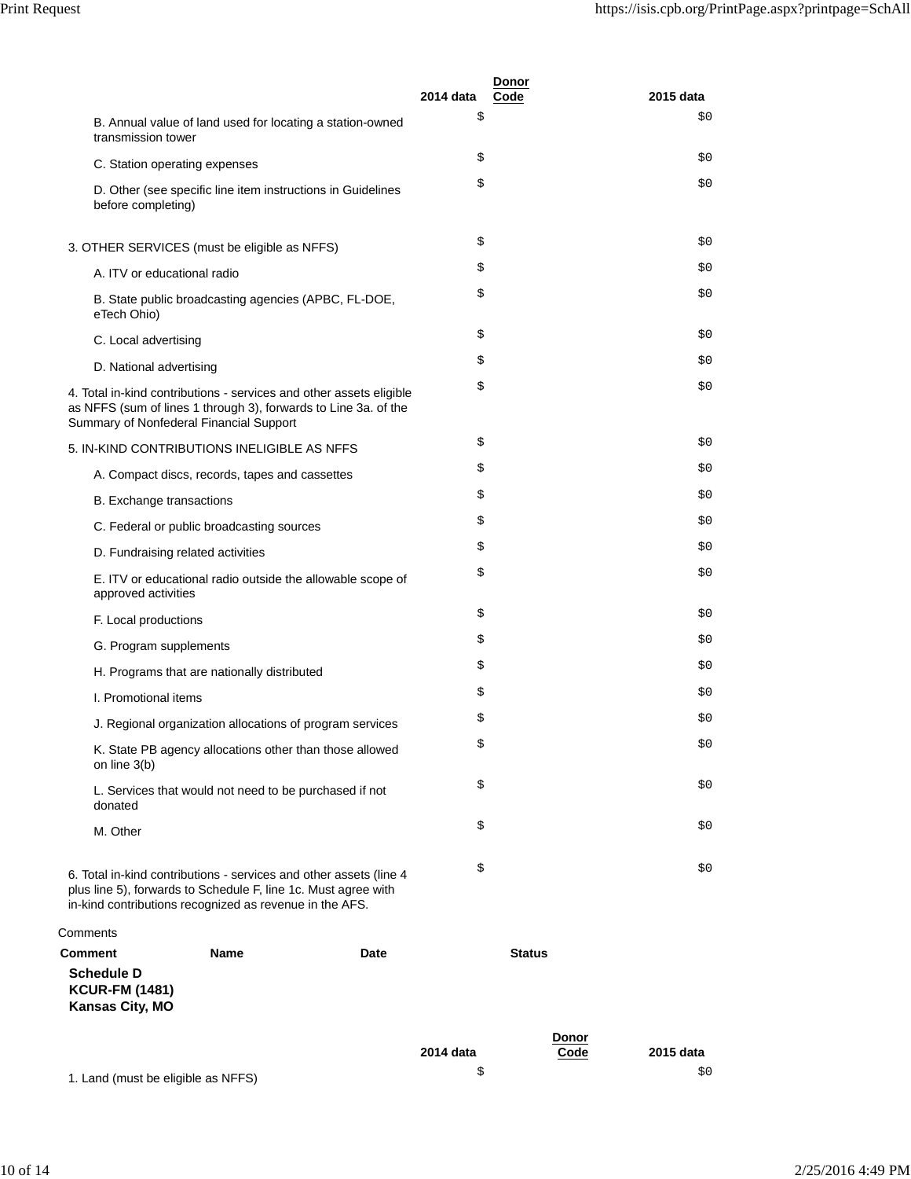| | 2014 data | Donor Code | 2015 data |
|---|---|---|---|
| B. Annual value of land used for locating a station-owned transmission tower | $ | | $0 |
| C. Station operating expenses | $ | | $0 |
| D. Other (see specific line item instructions in Guidelines before completing) | $ | | $0 |
| 3. OTHER SERVICES (must be eligible as NFFS) | $ | | $0 |
| A. ITV or educational radio | $ | | $0 |
| B. State public broadcasting agencies (APBC, FL-DOE, eTech Ohio) | $ | | $0 |
| C. Local advertising | $ | | $0 |
| D. National advertising | $ | | $0 |
| 4. Total in-kind contributions - services and other assets eligible as NFFS (sum of lines 1 through 3), forwards to Line 3a. of the Summary of Nonfederal Financial Support | $ | | $0 |
| 5. IN-KIND CONTRIBUTIONS INELIGIBLE AS NFFS | $ | | $0 |
| A. Compact discs, records, tapes and cassettes | $ | | $0 |
| B. Exchange transactions | $ | | $0 |
| C. Federal or public broadcasting sources | $ | | $0 |
| D. Fundraising related activities | $ | | $0 |
| E. ITV or educational radio outside the allowable scope of approved activities | $ | | $0 |
| F. Local productions | $ | | $0 |
| G. Program supplements | $ | | $0 |
| H. Programs that are nationally distributed | $ | | $0 |
| I. Promotional items | $ | | $0 |
| J. Regional organization allocations of program services | $ | | $0 |
| K. State PB agency allocations other than those allowed on line 3(b) | $ | | $0 |
| L. Services that would not need to be purchased if not donated | $ | | $0 |
| M. Other | $ | | $0 |
| 6. Total in-kind contributions - services and other assets (line 4 plus line 5), forwards to Schedule F, line 1c. Must agree with in-kind contributions recognized as revenue in the AFS. | $ | | $0 |

Comments

| Comment | Name | Date | Status |
|---|---|---|---|

**Schedule D**
**KCUR-FM (1481)**
**Kansas City, MO**

| | 2014 data | Donor Code | 2015 data |
|---|---|---|---|
| 1. Land (must be eligible as NFFS) | $ | | $0 |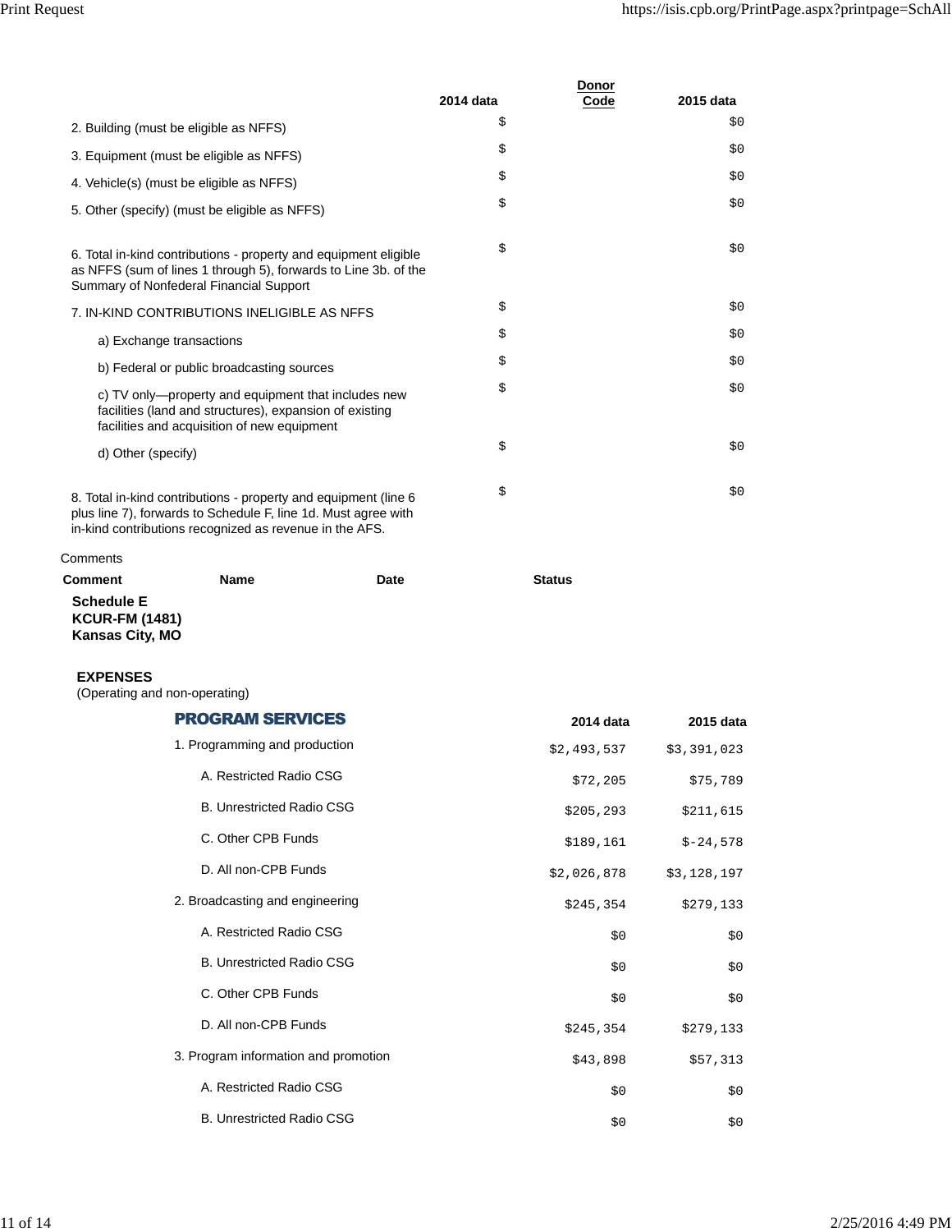| | 2014 data | Donor Code | 2015 data |
|---|---|---|---|
| 2. Building (must be eligible as NFFS) | $ | | $0 |
| 3. Equipment (must be eligible as NFFS) | $ | | $0 |
| 4. Vehicle(s) (must be eligible as NFFS) | $ | | $0 |
| 5. Other (specify) (must be eligible as NFFS) | $ | | $0 |
| 6. Total in-kind contributions - property and equipment eligible as NFFS (sum of lines 1 through 5), forwards to Line 3b. of the Summary of Nonfederal Financial Support | $ | | $0 |
| 7. IN-KIND CONTRIBUTIONS INELIGIBLE AS NFFS | $ | | $0 |
| a) Exchange transactions | $ | | $0 |
| b) Federal or public broadcasting sources | $ | | $0 |
| c) TV only—property and equipment that includes new facilities (land and structures), expansion of existing facilities and acquisition of new equipment | $ | | $0 |
| d) Other (specify) | $ | | $0 |
| 8. Total in-kind contributions - property and equipment (line 6 plus line 7), forwards to Schedule F, line 1d. Must agree with in-kind contributions recognized as revenue in the AFS. | $ | | $0 |

Comments

| Comment | Name | Date | Status |
|---|---|---|---|

**Schedule E**
**KCUR-FM (1481)**
**Kansas City, MO**

**EXPENSES**
(Operating and non-operating)

| PROGRAM SERVICES | 2014 data | 2015 data |
|---|---|---|
| 1. Programming and production | $2,493,537 | $3,391,023 |
| A. Restricted Radio CSG | $72,205 | $75,789 |
| B. Unrestricted Radio CSG | $205,293 | $211,615 |
| C. Other CPB Funds | $189,161 | $-24,578 |
| D. All non-CPB Funds | $2,026,878 | $3,128,197 |
| 2. Broadcasting and engineering | $245,354 | $279,133 |
| A. Restricted Radio CSG | $0 | $0 |
| B. Unrestricted Radio CSG | $0 | $0 |
| C. Other CPB Funds | $0 | $0 |
| D. All non-CPB Funds | $245,354 | $279,133 |
| 3. Program information and promotion | $43,898 | $57,313 |
| A. Restricted Radio CSG | $0 | $0 |
| B. Unrestricted Radio CSG | $0 | $0 |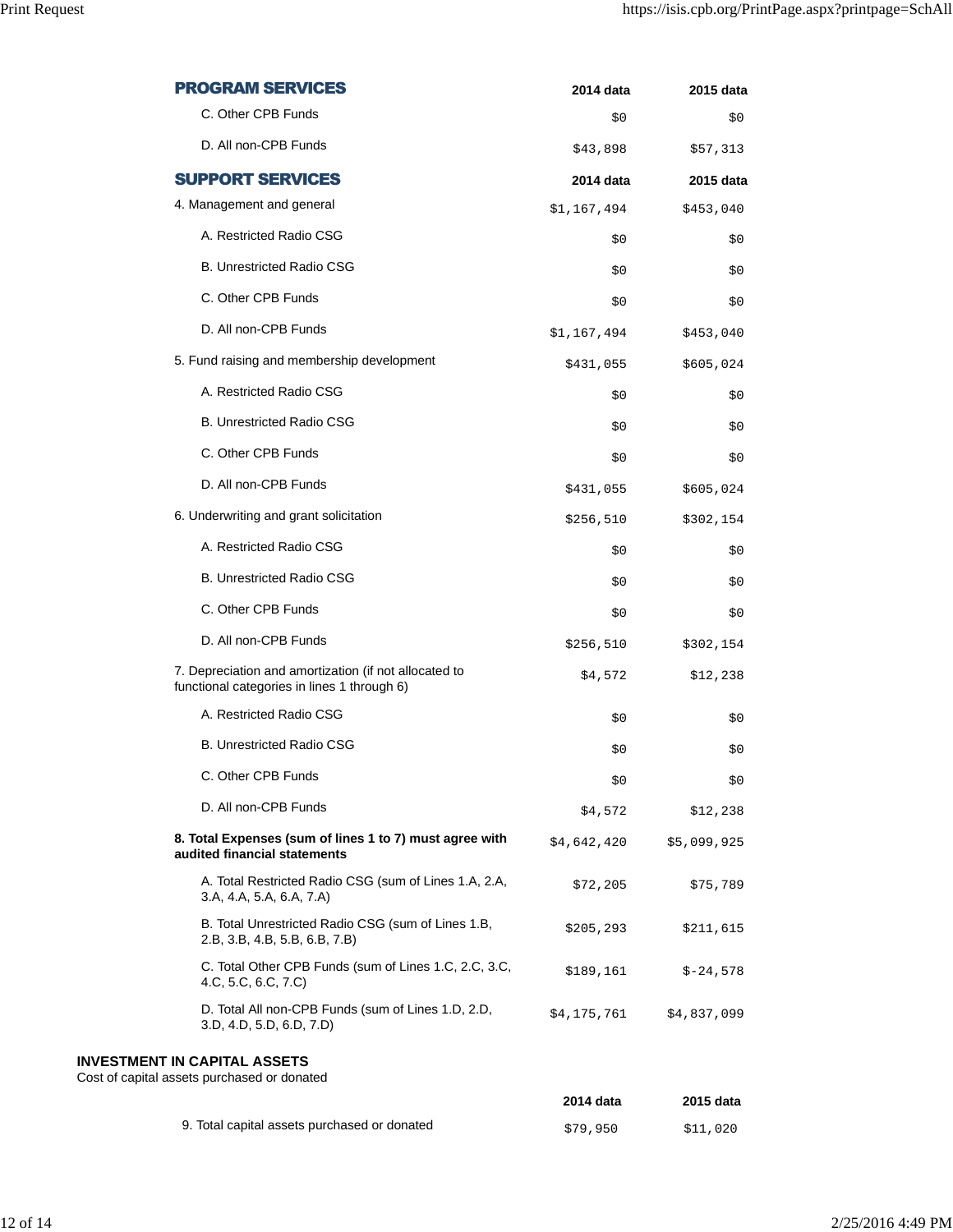| PROGRAM SERVICES | 2014 data | 2015 data |
|---|---|---|
| C. Other CPB Funds | $0 | $0 |
| D. All non-CPB Funds | $43,898 | $57,313 |

| SUPPORT SERVICES | 2014 data | 2015 data |
|---|---|---|
| 4. Management and general | $1,167,494 | $453,040 |
| A. Restricted Radio CSG | $0 | $0 |
| B. Unrestricted Radio CSG | $0 | $0 |
| C. Other CPB Funds | $0 | $0 |
| D. All non-CPB Funds | $1,167,494 | $453,040 |
| 5. Fund raising and membership development | $431,055 | $605,024 |
| A. Restricted Radio CSG | $0 | $0 |
| B. Unrestricted Radio CSG | $0 | $0 |
| C. Other CPB Funds | $0 | $0 |
| D. All non-CPB Funds | $431,055 | $605,024 |
| 6. Underwriting and grant solicitation | $256,510 | $302,154 |
| A. Restricted Radio CSG | $0 | $0 |
| B. Unrestricted Radio CSG | $0 | $0 |
| C. Other CPB Funds | $0 | $0 |
| D. All non-CPB Funds | $256,510 | $302,154 |
| 7. Depreciation and amortization (if not allocated to functional categories in lines 1 through 6) | $4,572 | $12,238 |
| A. Restricted Radio CSG | $0 | $0 |
| B. Unrestricted Radio CSG | $0 | $0 |
| C. Other CPB Funds | $0 | $0 |
| D. All non-CPB Funds | $4,572 | $12,238 |
| **8. Total Expenses (sum of lines 1 to 7) must agree with audited financial statements** | $4,642,420 | $5,099,925 |
| A. Total Restricted Radio CSG (sum of Lines 1.A, 2.A, 3.A, 4.A, 5.A, 6.A, 7.A) | $72,205 | $75,789 |
| B. Total Unrestricted Radio CSG (sum of Lines 1.B, 2.B, 3.B, 4.B, 5.B, 6.B, 7.B) | $205,293 | $211,615 |
| C. Total Other CPB Funds (sum of Lines 1.C, 2.C, 3.C, 4.C, 5.C, 6.C, 7.C) | $189,161 | $-24,578 |
| D. Total All non-CPB Funds (sum of Lines 1.D, 2.D, 3.D, 4.D, 5.D, 6.D, 7.D) | $4,175,761 | $4,837,099 |

**INVESTMENT IN CAPITAL ASSETS**

Cost of capital assets purchased or donated

| | 2014 data | 2015 data |
|---|---|---|
| 9. Total capital assets purchased or donated | $79,950 | $11,020 |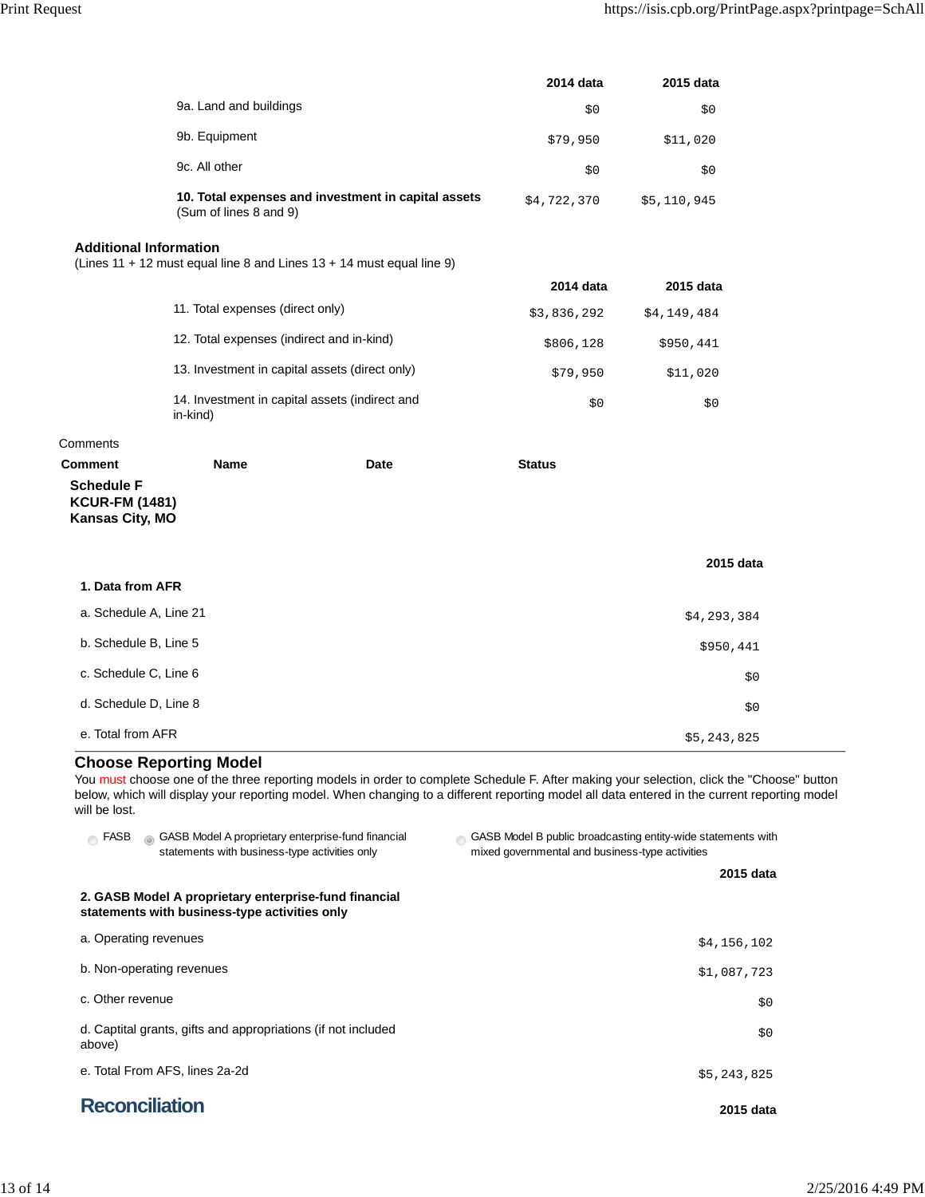| | 2014 data | 2015 data |
|---|---|---|
| 9a. Land and buildings | $0 | $0 |
| 9b. Equipment | $79,950 | $11,020 |
| 9c. All other | $0 | $0 |
| **10. Total expenses and investment in capital assets** (Sum of lines 8 and 9) | $4,722,370 | $5,110,945 |

**Additional Information**
(Lines 11 + 12 must equal line 8 and Lines 13 + 14 must equal line 9)

| | 2014 data | 2015 data |
|---|---|---|
| 11. Total expenses (direct only) | $3,836,292 | $4,149,484 |
| 12. Total expenses (indirect and in-kind) | $806,128 | $950,441 |
| 13. Investment in capital assets (direct only) | $79,950 | $11,020 |
| 14. Investment in capital assets (indirect and in-kind) | $0 | $0 |

Comments

| Comment | Name | Date | Status |
|---|---|---|---|

**Schedule F**
**KCUR-FM (1481)**
**Kansas City, MO**

| | 2015 data |
|---|---|
| **1. Data from AFR** | |
| a. Schedule A, Line 21 | $4,293,384 |
| b. Schedule B, Line 5 | $950,441 |
| c. Schedule C, Line 6 | $0 |
| d. Schedule D, Line 8 | $0 |
| e. Total from AFR | $5,243,825 |

## Choose Reporting Model

You must choose one of the three reporting models in order to complete Schedule F. After making your selection, click the "Choose" button below, which will display your reporting model. When changing to a different reporting model all data entered in the current reporting model will be lost.

- ○ FASB
- ● GASB Model A proprietary enterprise-fund financial statements with business-type activities only
- ○ GASB Model B public broadcasting entity-wide statements with mixed governmental and business-type activities

| | 2015 data |
|---|---|
| **2. GASB Model A proprietary enterprise-fund financial statements with business-type activities only** | |
| a. Operating revenues | $4,156,102 |
| b. Non-operating revenues | $1,087,723 |
| c. Other revenue | $0 |
| d. Captital grants, gifts and appropriations (if not included above) | $0 |
| e. Total From AFS, lines 2a-2d | $5,243,825 |

## Reconciliation

2015 data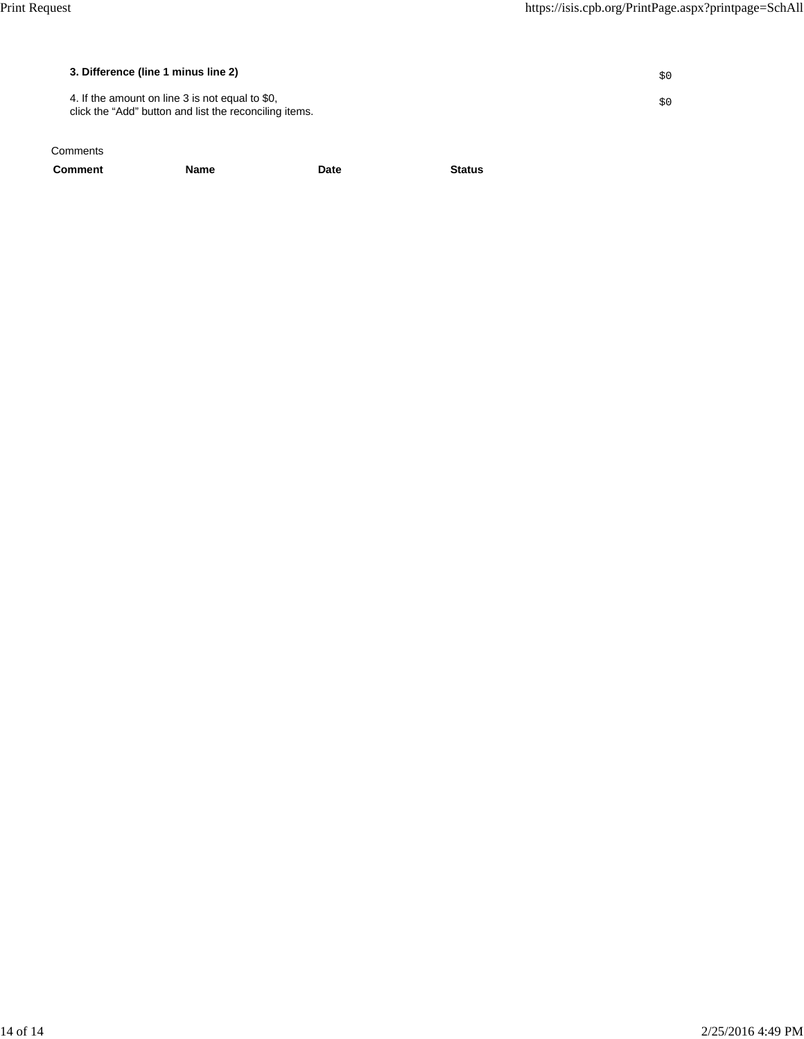| | |
|---|---|
| **3. Difference (line 1 minus line 2)** | $0 |
| 4. If the amount on line 3 is not equal to $0, click the “Add” button and list the reconciling items. | $0 |

Comments

| Comment | Name | Date | Status |
|---|---|---|---|